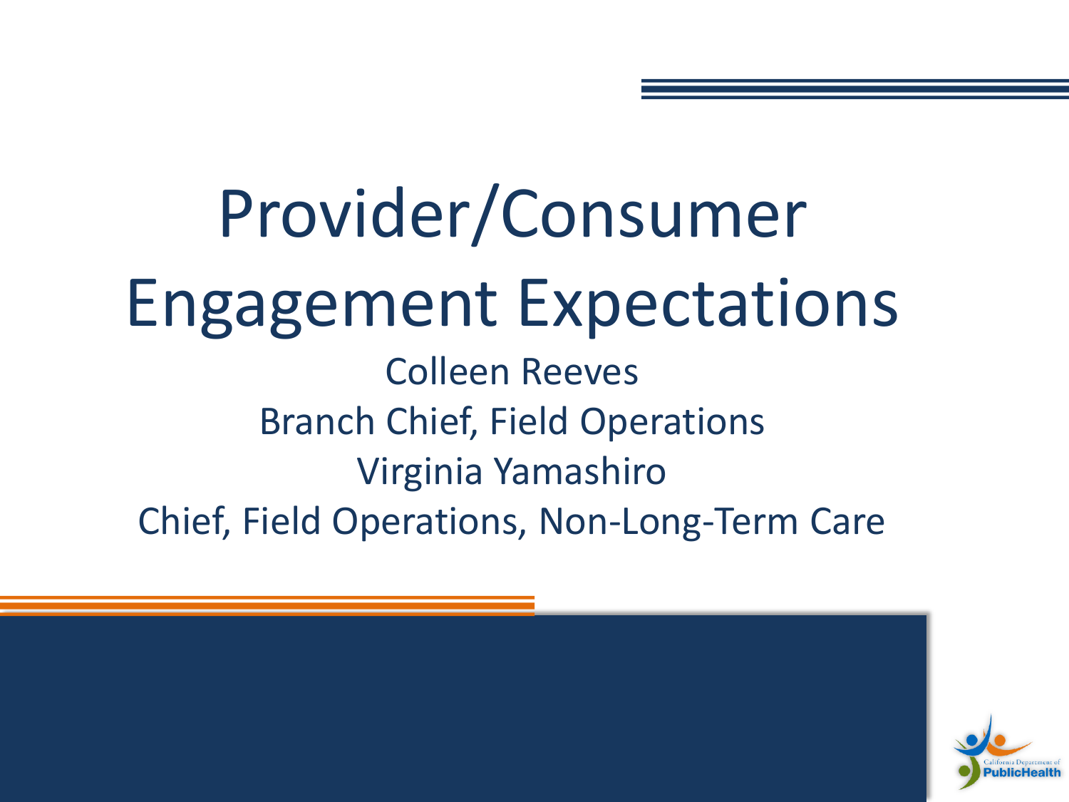# Provider/Consumer Engagement Expectations

Colleen Reeves

Branch Chief, Field Operations

Virginia Yamashiro

Chief, Field Operations, Non-Long-Term Care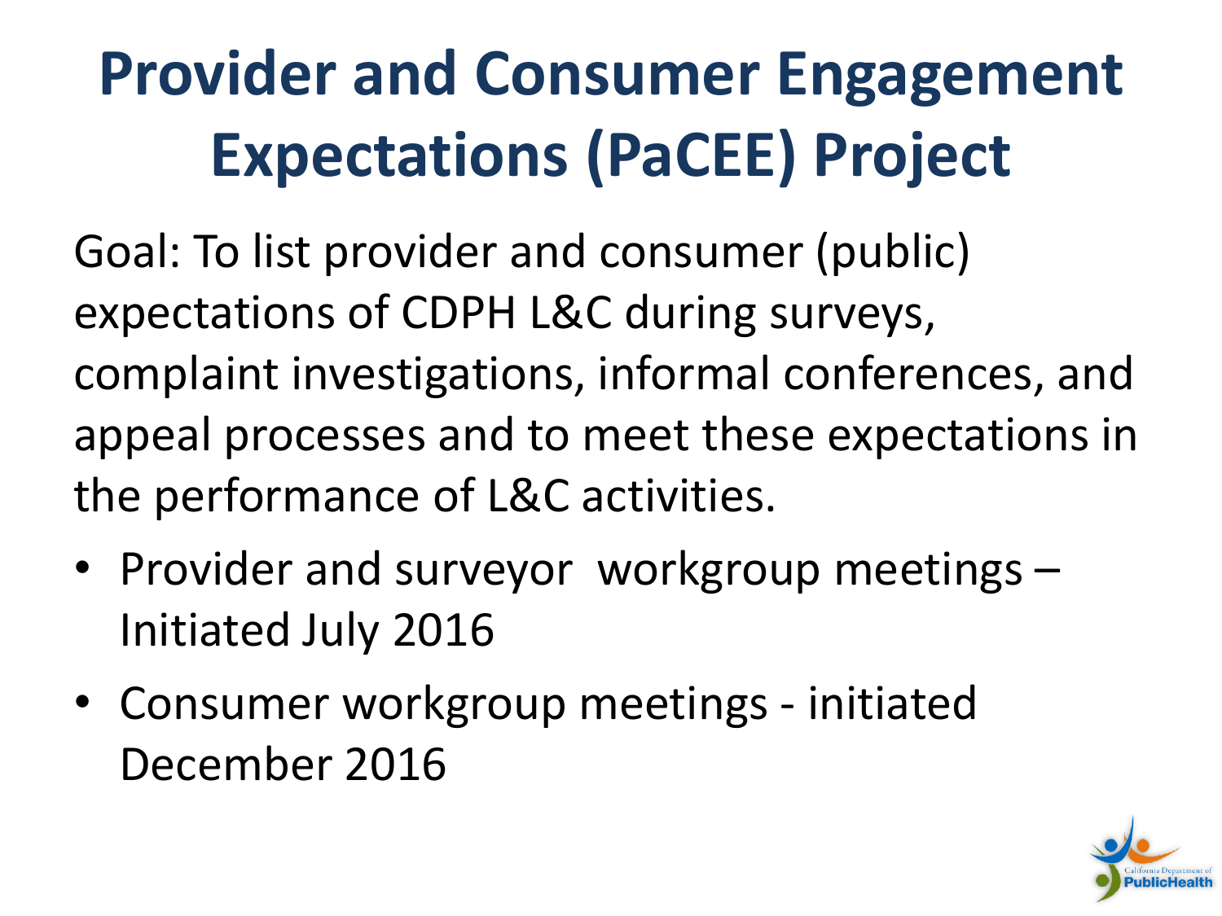# Provider and Consumer Engagement Expectations (PaCEE) Project

Goal: To list provider and consumer (public) expectations of CDPH L&C during surveys, complaint investigations, informal conferences, and appeal processes and to meet these expectations in the performance of L&C activities.

- Provider and surveyor workgroup meetings – Initiated July 2016
- Consumer workgroup meetings - initiated December 2016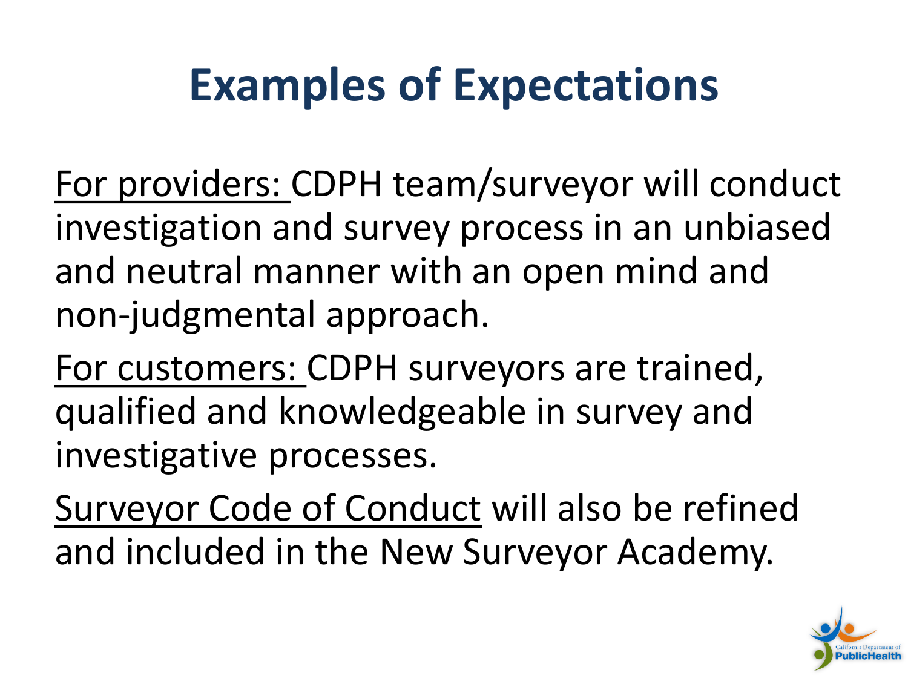# Examples of Expectations

For providers: CDPH team/surveyor will conduct investigation and survey process in an unbiased and neutral manner with an open mind and non-judgmental approach.

For customers: CDPH surveyors are trained, qualified and knowledgeable in survey and investigative processes.

Surveyor Code of Conduct will also be refined and included in the New Surveyor Academy.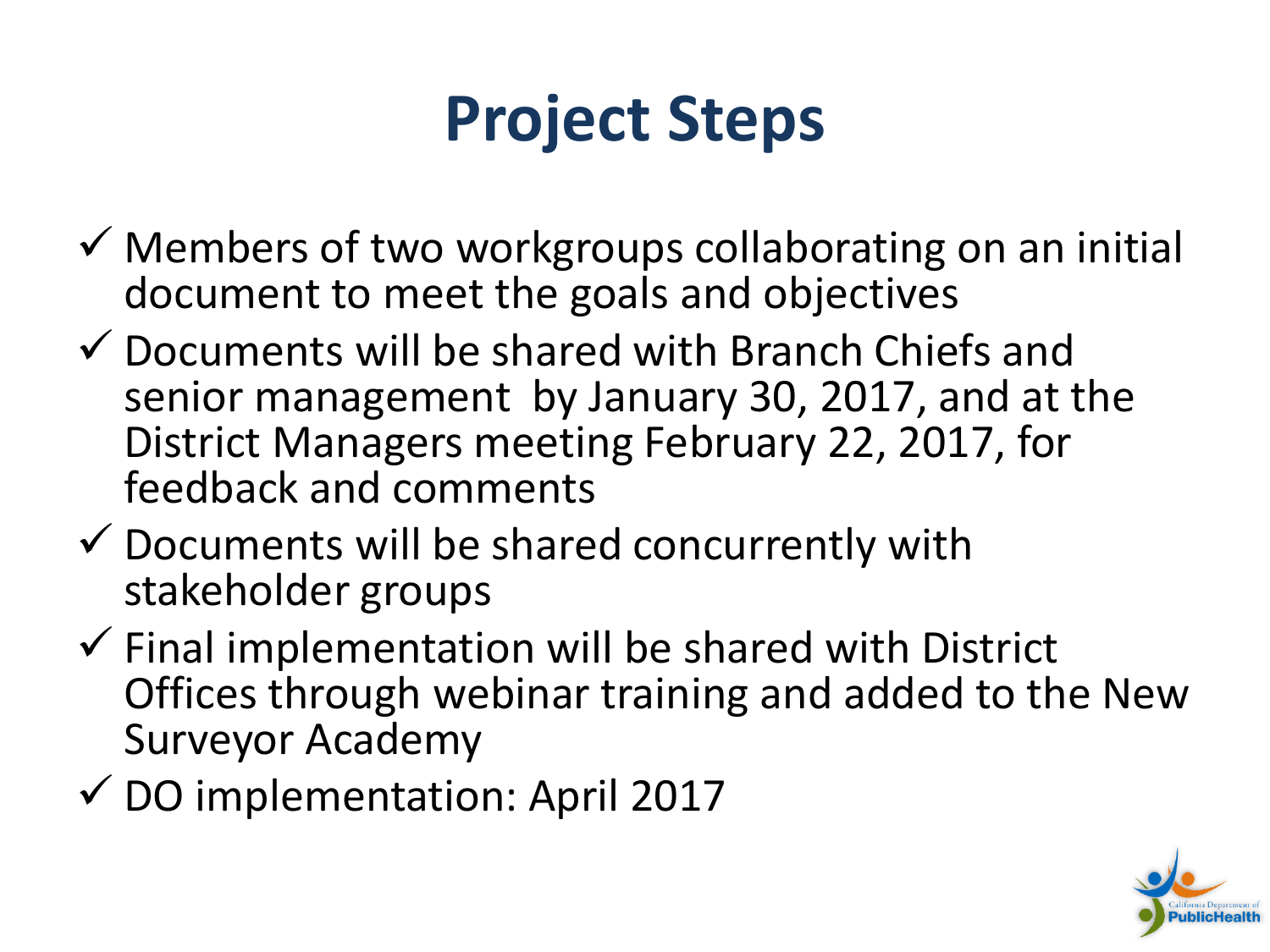# Project Steps

- ✓ Members of two workgroups collaborating on an initial document to meet the goals and objectives
- ✓ Documents will be shared with Branch Chiefs and senior management by January 30, 2017, and at the District Managers meeting February 22, 2017, for feedback and comments
- ✓ Documents will be shared concurrently with stakeholder groups
- ✓ Final implementation will be shared with District Offices through webinar training and added to the New Surveyor Academy
- ✓ DO implementation: April 2017